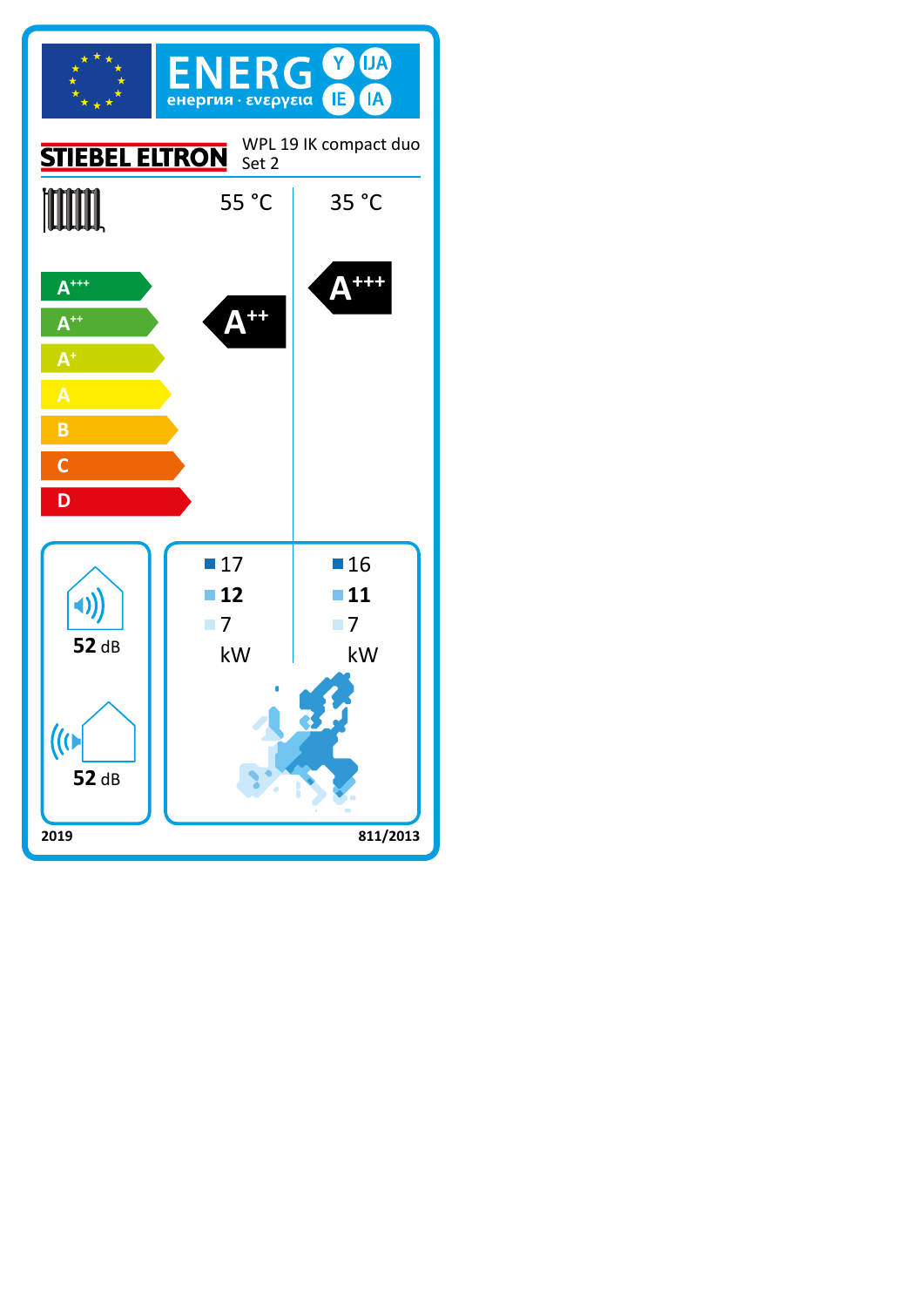ENERG Y IJA IE IA

енергия · ενεργεια

STIEBEL ELTRON

WPL 19 IK compact duo
Set 2

| | 55 °C | 35 °C |
|---|---|---|
| Energy efficiency class | A++ | A+++ |

Scale: A+++, A++, A+, A, B, C, D

| | 55 °C | 35 °C |
|---|---|---|
| ■ | 17 | 16 |
| ■ | **12** | **11** |
| ■ | 7 | 7 |
| | kW | kW |

**52** dB

**52** dB

**2019** **811/2013**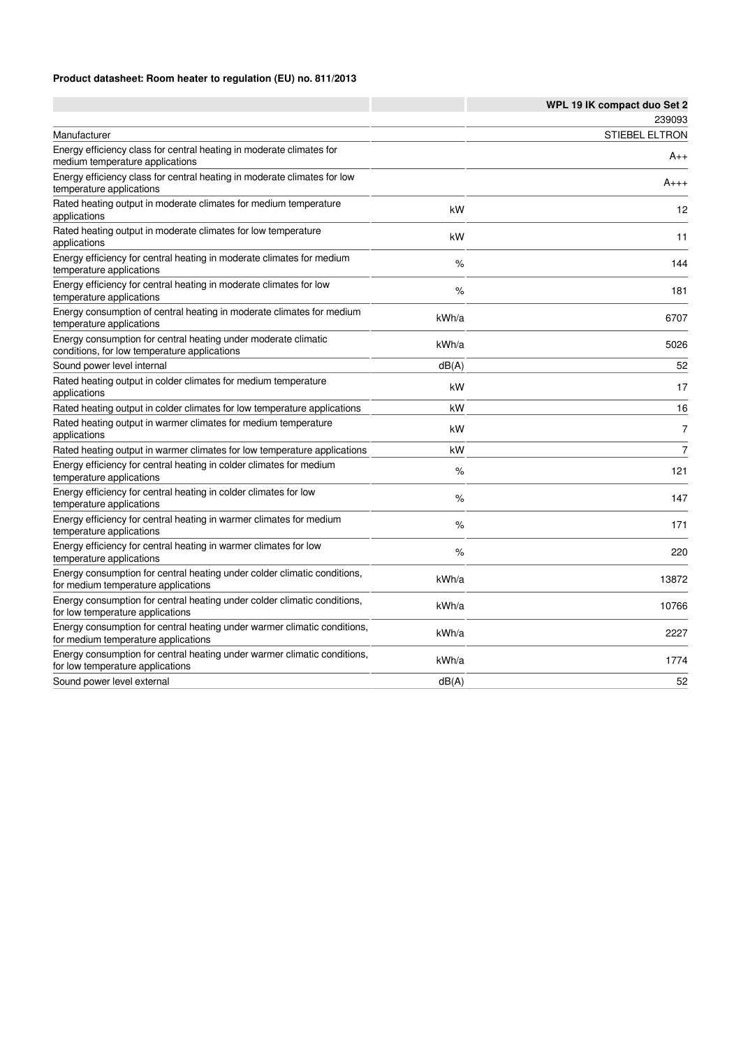**Product datasheet: Room heater to regulation (EU) no. 811/2013**

| | | WPL 19 IK compact duo Set 2 |
|---|---|---|
| | | 239093 |
| Manufacturer | | STIEBEL ELTRON |
| Energy efficiency class for central heating in moderate climates for medium temperature applications | | A++ |
| Energy efficiency class for central heating in moderate climates for low temperature applications | | A+++ |
| Rated heating output in moderate climates for medium temperature applications | kW | 12 |
| Rated heating output in moderate climates for low temperature applications | kW | 11 |
| Energy efficiency for central heating in moderate climates for medium temperature applications | % | 144 |
| Energy efficiency for central heating in moderate climates for low temperature applications | % | 181 |
| Energy consumption of central heating in moderate climates for medium temperature applications | kWh/a | 6707 |
| Energy consumption for central heating under moderate climatic conditions, for low temperature applications | kWh/a | 5026 |
| Sound power level internal | dB(A) | 52 |
| Rated heating output in colder climates for medium temperature applications | kW | 17 |
| Rated heating output in colder climates for low temperature applications | kW | 16 |
| Rated heating output in warmer climates for medium temperature applications | kW | 7 |
| Rated heating output in warmer climates for low temperature applications | kW | 7 |
| Energy efficiency for central heating in colder climates for medium temperature applications | % | 121 |
| Energy efficiency for central heating in colder climates for low temperature applications | % | 147 |
| Energy efficiency for central heating in warmer climates for medium temperature applications | % | 171 |
| Energy efficiency for central heating in warmer climates for low temperature applications | % | 220 |
| Energy consumption for central heating under colder climatic conditions, for medium temperature applications | kWh/a | 13872 |
| Energy consumption for central heating under colder climatic conditions, for low temperature applications | kWh/a | 10766 |
| Energy consumption for central heating under warmer climatic conditions, for medium temperature applications | kWh/a | 2227 |
| Energy consumption for central heating under warmer climatic conditions, for low temperature applications | kWh/a | 1774 |
| Sound power level external | dB(A) | 52 |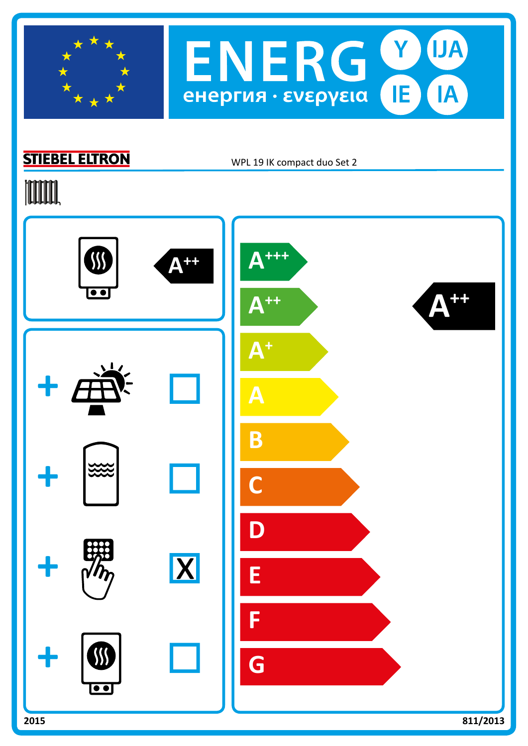# ENERG Y IJA IE IA

енергия · ενεργεια

**STIEBEL ELTRON**

WPL 19 IK compact duo Set 2

A++

| + | Solar | ☐ |
|---|---|---|
| + | Storage tank | ☐ |
| + | Temperature control | X |
| + | Supplementary heater | ☐ |

A+++

A++

A+

A

B

C

D

E

F

G

**A++**

**2015**

**811/2013**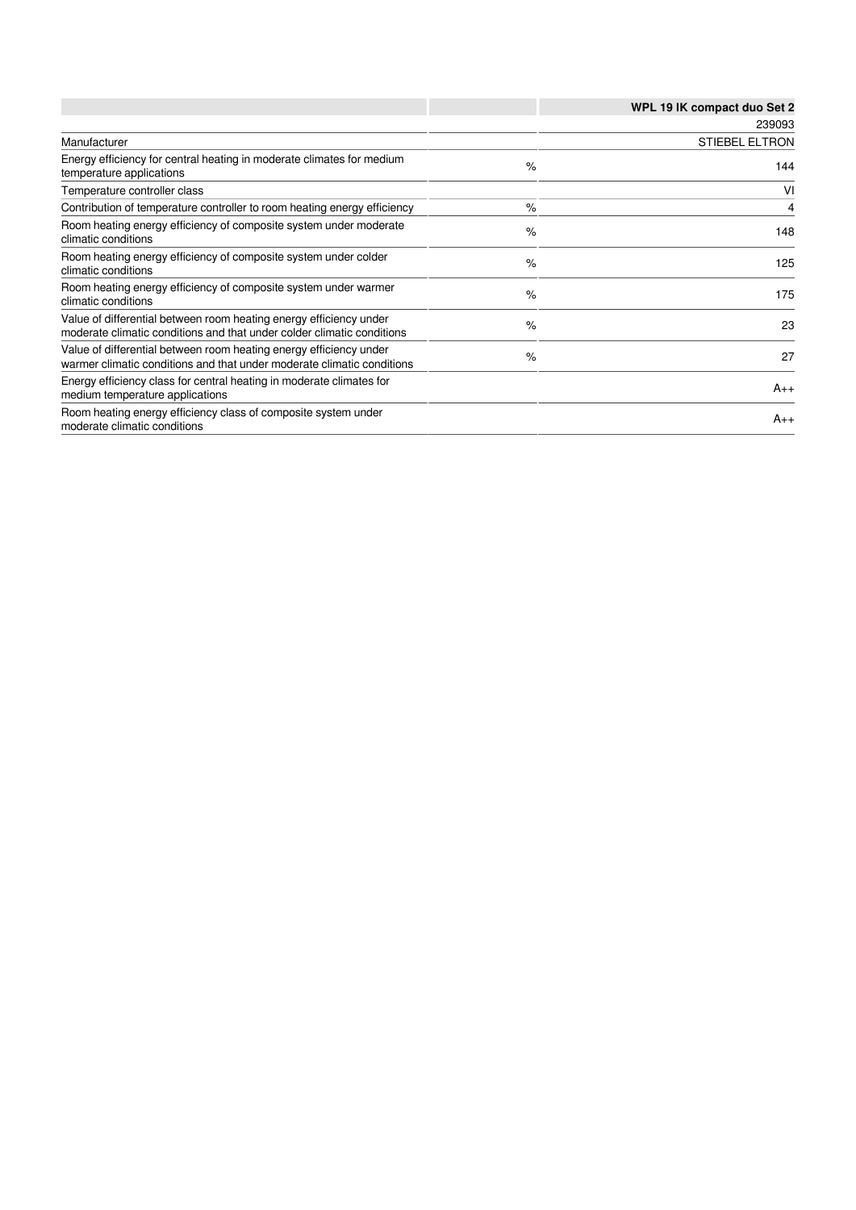| | | WPL 19 IK compact duo Set 2 |
|---|---|---|
| | | 239093 |
| Manufacturer | | STIEBEL ELTRON |
| Energy efficiency for central heating in moderate climates for medium temperature applications | % | 144 |
| Temperature controller class | | VI |
| Contribution of temperature controller to room heating energy efficiency | % | 4 |
| Room heating energy efficiency of composite system under moderate climatic conditions | % | 148 |
| Room heating energy efficiency of composite system under colder climatic conditions | % | 125 |
| Room heating energy efficiency of composite system under warmer climatic conditions | % | 175 |
| Value of differential between room heating energy efficiency under moderate climatic conditions and that under colder climatic conditions | % | 23 |
| Value of differential between room heating energy efficiency under warmer climatic conditions and that under moderate climatic conditions | % | 27 |
| Energy efficiency class for central heating in moderate climates for medium temperature applications | | A++ |
| Room heating energy efficiency class of composite system under moderate climatic conditions | | A++ |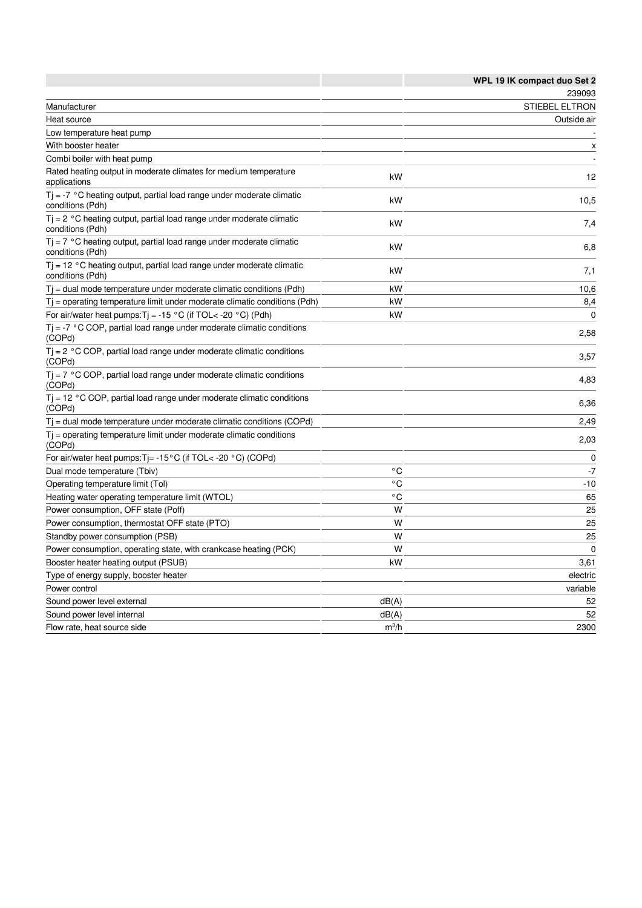| | | WPL 19 IK compact duo Set 2 |
|---|---|---|
| | | 239093 |
| Manufacturer | | STIEBEL ELTRON |
| Heat source | | Outside air |
| Low temperature heat pump | | - |
| With booster heater | | x |
| Combi boiler with heat pump | | - |
| Rated heating output in moderate climates for medium temperature applications | kW | 12 |
| Tj = -7 °C heating output, partial load range under moderate climatic conditions (Pdh) | kW | 10,5 |
| Tj = 2 °C heating output, partial load range under moderate climatic conditions (Pdh) | kW | 7,4 |
| Tj = 7 °C heating output, partial load range under moderate climatic conditions (Pdh) | kW | 6,8 |
| Tj = 12 °C heating output, partial load range under moderate climatic conditions (Pdh) | kW | 7,1 |
| Tj = dual mode temperature under moderate climatic conditions (Pdh) | kW | 10,6 |
| Tj = operating temperature limit under moderate climatic conditions (Pdh) | kW | 8,4 |
| For air/water heat pumps:Tj = -15 °C (if TOL< -20 °C) (Pdh) | kW | 0 |
| Tj = -7 °C COP, partial load range under moderate climatic conditions (COPd) | | 2,58 |
| Tj = 2 °C COP, partial load range under moderate climatic conditions (COPd) | | 3,57 |
| Tj = 7 °C COP, partial load range under moderate climatic conditions (COPd) | | 4,83 |
| Tj = 12 °C COP, partial load range under moderate climatic conditions (COPd) | | 6,36 |
| Tj = dual mode temperature under moderate climatic conditions (COPd) | | 2,49 |
| Tj = operating temperature limit under moderate climatic conditions (COPd) | | 2,03 |
| For air/water heat pumps:Tj= -15°C (if TOL< -20 °C) (COPd) | | 0 |
| Dual mode temperature (Tbiv) | °C | -7 |
| Operating temperature limit (Tol) | °C | -10 |
| Heating water operating temperature limit (WTOL) | °C | 65 |
| Power consumption, OFF state (Poff) | W | 25 |
| Power consumption, thermostat OFF state (PTO) | W | 25 |
| Standby power consumption (PSB) | W | 25 |
| Power consumption, operating state, with crankcase heating (PCK) | W | 0 |
| Booster heater heating output (PSUB) | kW | 3,61 |
| Type of energy supply, booster heater | | electric |
| Power control | | variable |
| Sound power level external | dB(A) | 52 |
| Sound power level internal | dB(A) | 52 |
| Flow rate, heat source side | $m^3/h$ | 2300 |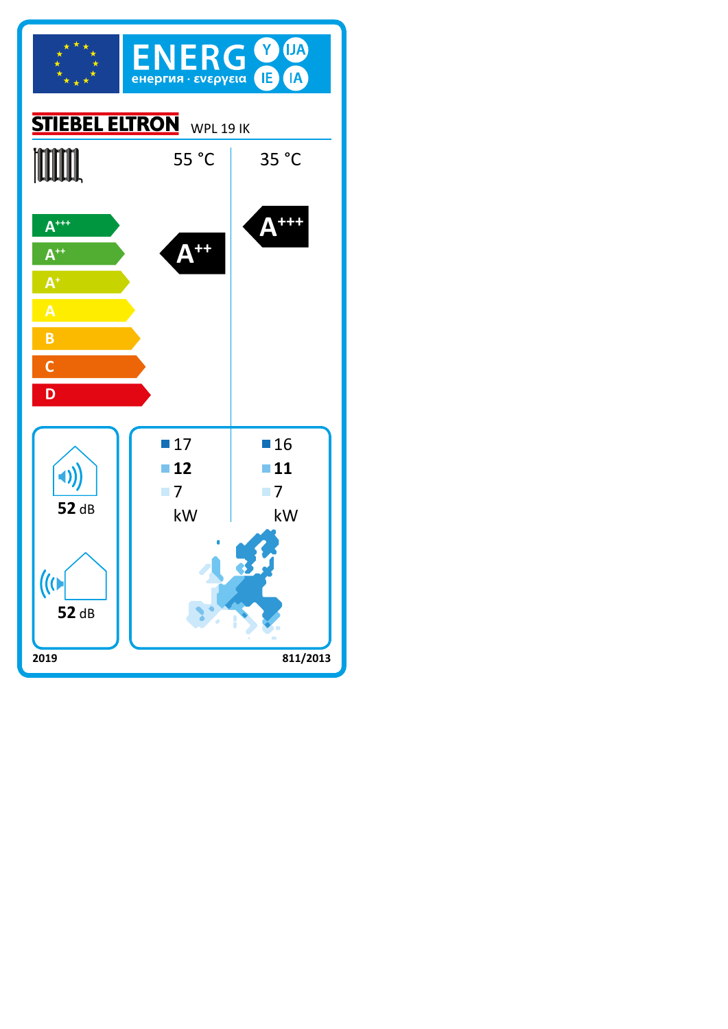ENERG Y IJA IE IA

енергия · ενεργεια

STIEBEL ELTRON WPL 19 IK

| | 55 °C | 35 °C |
|---|---|---|
| Energy efficiency class | A++ | A+++ |

Scale: A+++, A++, A+, A, B, C, D

52 dB

52 dB

| | 55 °C | 35 °C |
|---|---|---|
| Colder climate | 17 | 16 |
| Average climate | **12** | **11** |
| Warmer climate | 7 | 7 |
| | kW | kW |

2019

811/2013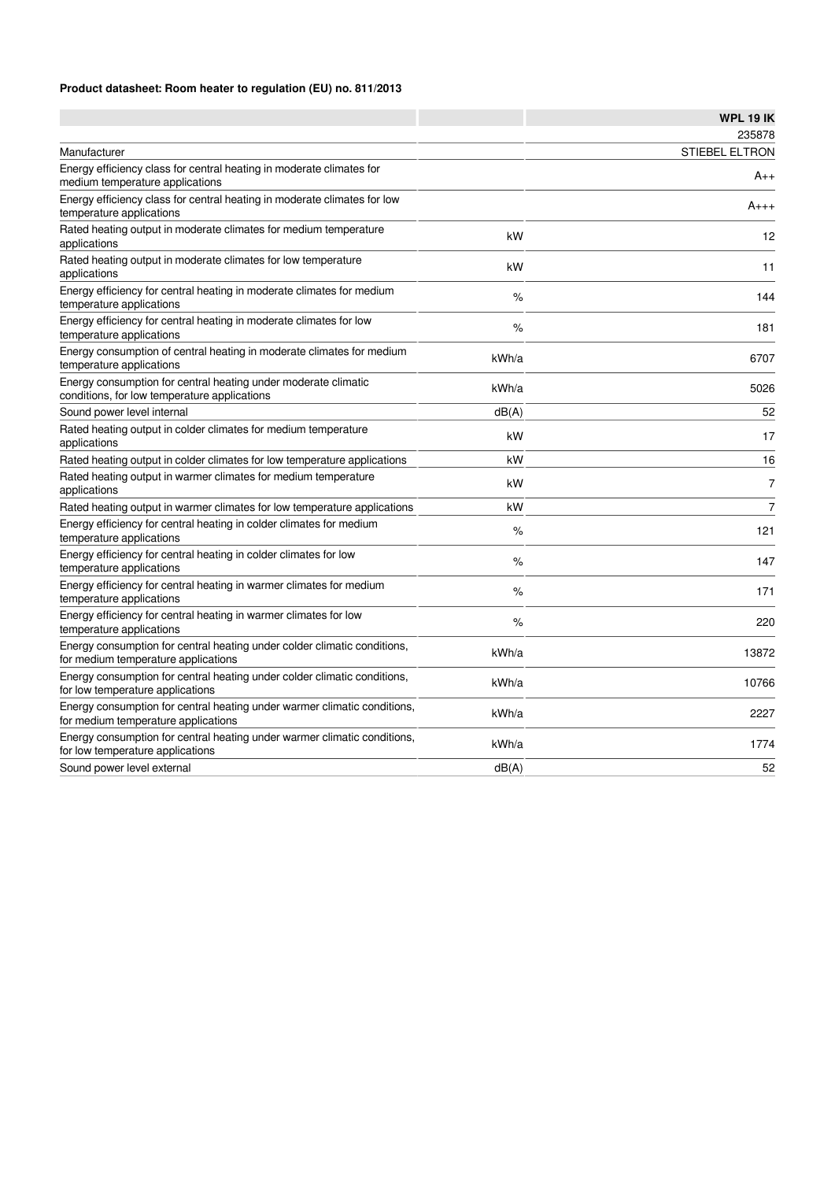**Product datasheet: Room heater to regulation (EU) no. 811/2013**

| | | WPL 19 IK |
|---|---|---|
| | | 235878 |
| Manufacturer | | STIEBEL ELTRON |
| Energy efficiency class for central heating in moderate climates for medium temperature applications | | A++ |
| Energy efficiency class for central heating in moderate climates for low temperature applications | | A+++ |
| Rated heating output in moderate climates for medium temperature applications | kW | 12 |
| Rated heating output in moderate climates for low temperature applications | kW | 11 |
| Energy efficiency for central heating in moderate climates for medium temperature applications | % | 144 |
| Energy efficiency for central heating in moderate climates for low temperature applications | % | 181 |
| Energy consumption of central heating in moderate climates for medium temperature applications | kWh/a | 6707 |
| Energy consumption for central heating under moderate climatic conditions, for low temperature applications | kWh/a | 5026 |
| Sound power level internal | dB(A) | 52 |
| Rated heating output in colder climates for medium temperature applications | kW | 17 |
| Rated heating output in colder climates for low temperature applications | kW | 16 |
| Rated heating output in warmer climates for medium temperature applications | kW | 7 |
| Rated heating output in warmer climates for low temperature applications | kW | 7 |
| Energy efficiency for central heating in colder climates for medium temperature applications | % | 121 |
| Energy efficiency for central heating in colder climates for low temperature applications | % | 147 |
| Energy efficiency for central heating in warmer climates for medium temperature applications | % | 171 |
| Energy efficiency for central heating in warmer climates for low temperature applications | % | 220 |
| Energy consumption for central heating under colder climatic conditions, for medium temperature applications | kWh/a | 13872 |
| Energy consumption for central heating under colder climatic conditions, for low temperature applications | kWh/a | 10766 |
| Energy consumption for central heating under warmer climatic conditions, for medium temperature applications | kWh/a | 2227 |
| Energy consumption for central heating under warmer climatic conditions, for low temperature applications | kWh/a | 1774 |
| Sound power level external | dB(A) | 52 |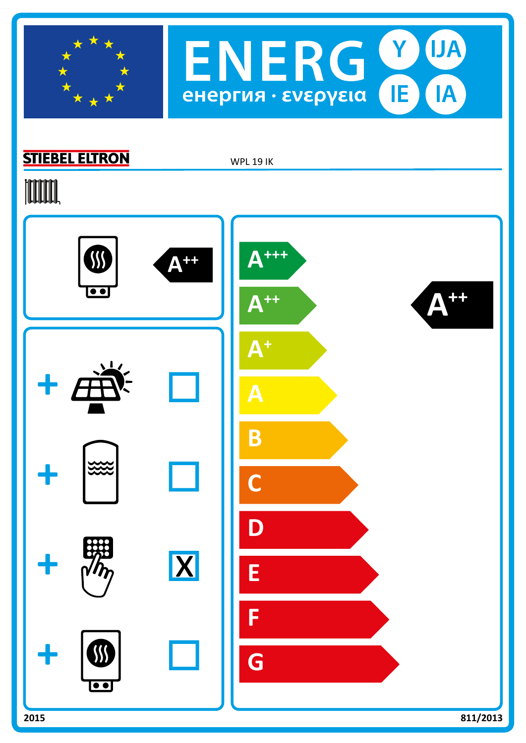# ENERG Y IJA IE IA

енергия · ενεργεια

**STIEBEL ELTRON** WPL 19 IK

A++

| + | | ☐ |
|---|---|---|
| + | | ☐ |
| + | | X |
| + | | ☐ |

A+++

A++

A+

A

B

C

D

E

F

G

**A++**

2015 811/2013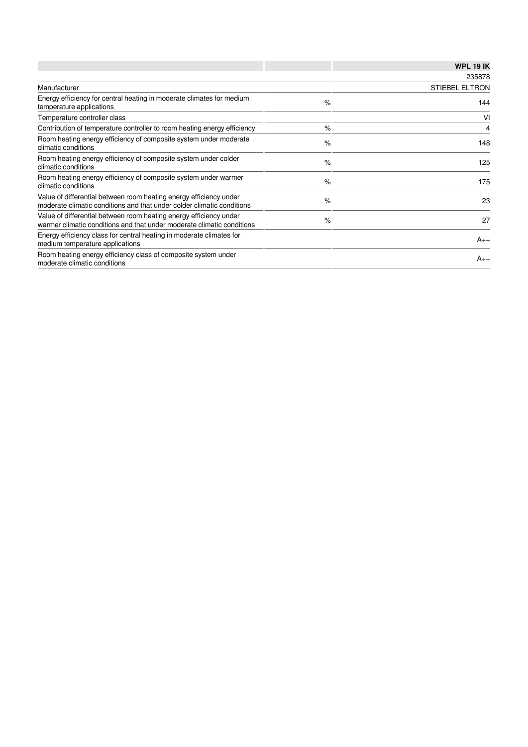| | | WPL 19 IK |
|---|---|---|
| | | 235878 |
| Manufacturer | | STIEBEL ELTRON |
| Energy efficiency for central heating in moderate climates for medium temperature applications | % | 144 |
| Temperature controller class | | VI |
| Contribution of temperature controller to room heating energy efficiency | % | 4 |
| Room heating energy efficiency of composite system under moderate climatic conditions | % | 148 |
| Room heating energy efficiency of composite system under colder climatic conditions | % | 125 |
| Room heating energy efficiency of composite system under warmer climatic conditions | % | 175 |
| Value of differential between room heating energy efficiency under moderate climatic conditions and that under colder climatic conditions | % | 23 |
| Value of differential between room heating energy efficiency under warmer climatic conditions and that under moderate climatic conditions | % | 27 |
| Energy efficiency class for central heating in moderate climates for medium temperature applications | | A++ |
| Room heating energy efficiency class of composite system under moderate climatic conditions | | A++ |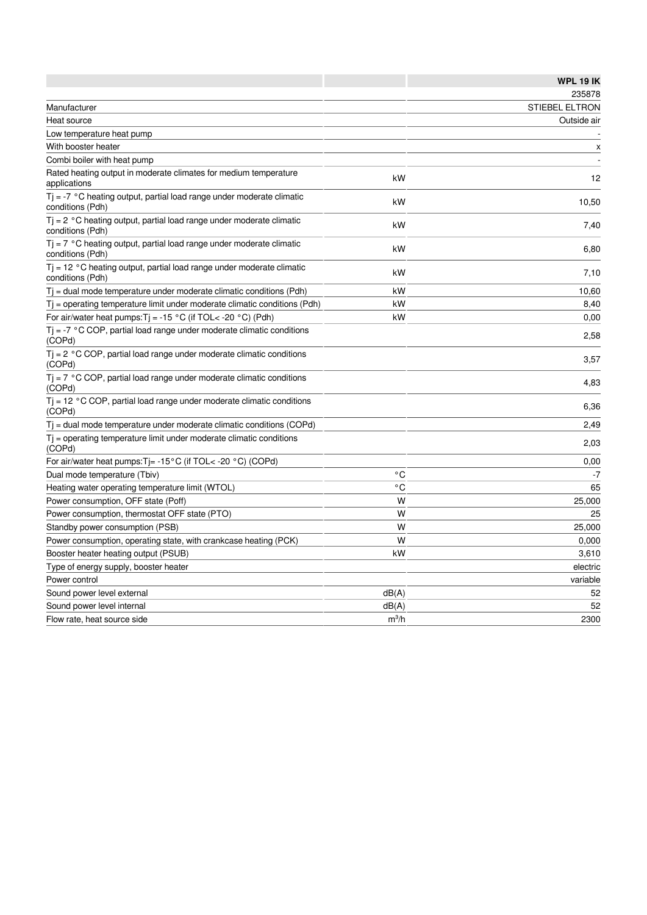| | | WPL 19 IK |
|---|---|---|
| | | 235878 |
| Manufacturer | | STIEBEL ELTRON |
| Heat source | | Outside air |
| Low temperature heat pump | | - |
| With booster heater | | x |
| Combi boiler with heat pump | | - |
| Rated heating output in moderate climates for medium temperature applications | kW | 12 |
| Tj = -7 °C heating output, partial load range under moderate climatic conditions (Pdh) | kW | 10,50 |
| Tj = 2 °C heating output, partial load range under moderate climatic conditions (Pdh) | kW | 7,40 |
| Tj = 7 °C heating output, partial load range under moderate climatic conditions (Pdh) | kW | 6,80 |
| Tj = 12 °C heating output, partial load range under moderate climatic conditions (Pdh) | kW | 7,10 |
| Tj = dual mode temperature under moderate climatic conditions (Pdh) | kW | 10,60 |
| Tj = operating temperature limit under moderate climatic conditions (Pdh) | kW | 8,40 |
| For air/water heat pumps:Tj = -15 °C (if TOL< -20 °C) (Pdh) | kW | 0,00 |
| Tj = -7 °C COP, partial load range under moderate climatic conditions (COPd) | | 2,58 |
| Tj = 2 °C COP, partial load range under moderate climatic conditions (COPd) | | 3,57 |
| Tj = 7 °C COP, partial load range under moderate climatic conditions (COPd) | | 4,83 |
| Tj = 12 °C COP, partial load range under moderate climatic conditions (COPd) | | 6,36 |
| Tj = dual mode temperature under moderate climatic conditions (COPd) | | 2,49 |
| Tj = operating temperature limit under moderate climatic conditions (COPd) | | 2,03 |
| For air/water heat pumps:Tj= -15°C (if TOL< -20 °C) (COPd) | | 0,00 |
| Dual mode temperature (Tbiv) | °C | -7 |
| Heating water operating temperature limit (WTOL) | °C | 65 |
| Power consumption, OFF state (Poff) | W | 25,000 |
| Power consumption, thermostat OFF state (PTO) | W | 25 |
| Standby power consumption (PSB) | W | 25,000 |
| Power consumption, operating state, with crankcase heating (PCK) | W | 0,000 |
| Booster heater heating output (PSUB) | kW | 3,610 |
| Type of energy supply, booster heater | | electric |
| Power control | | variable |
| Sound power level external | dB(A) | 52 |
| Sound power level internal | dB(A) | 52 |
| Flow rate, heat source side | $m^3/h$ | 2300 |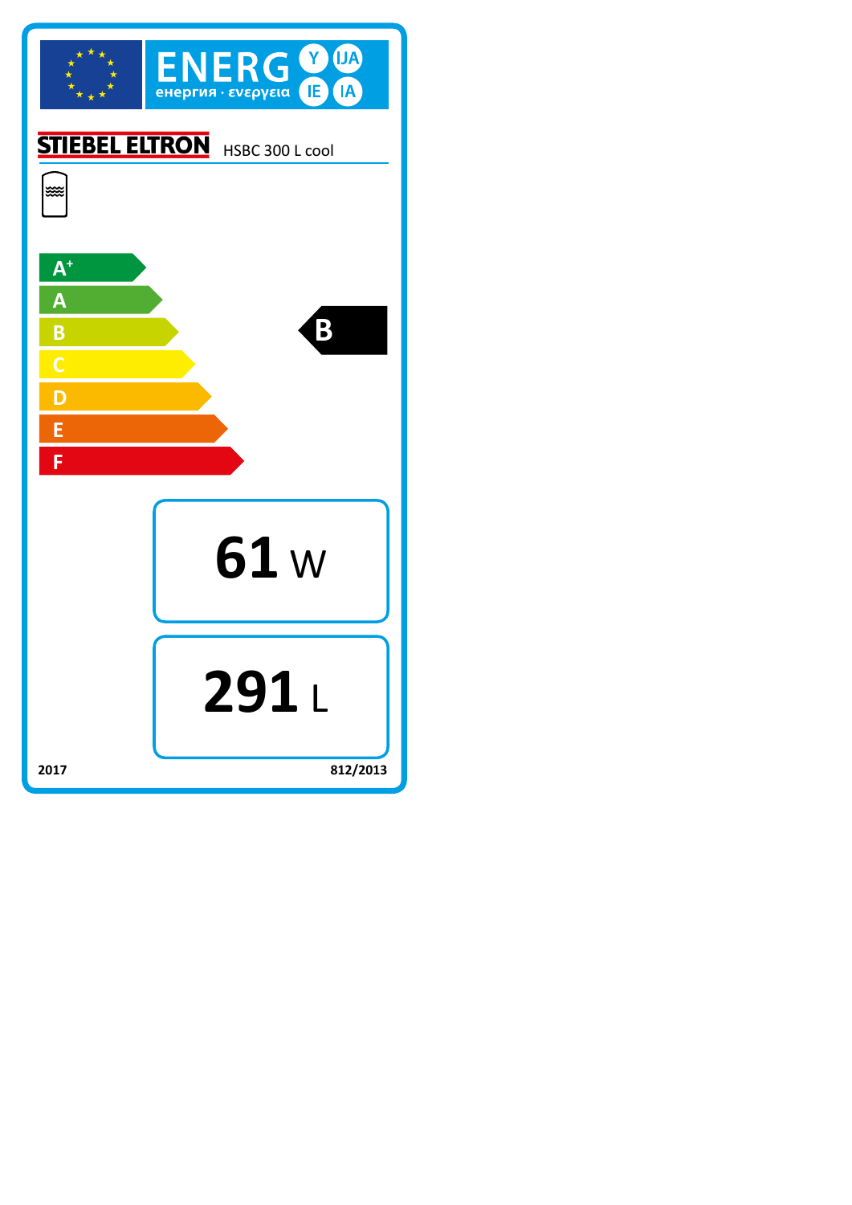ENERG Y IJA IE IA

енергия · ενεργεια

STIEBEL ELTRON HSBC 300 L cool

A+

A

B

C

D

E

F

**B**

**61** W

**291** L

2017

812/2013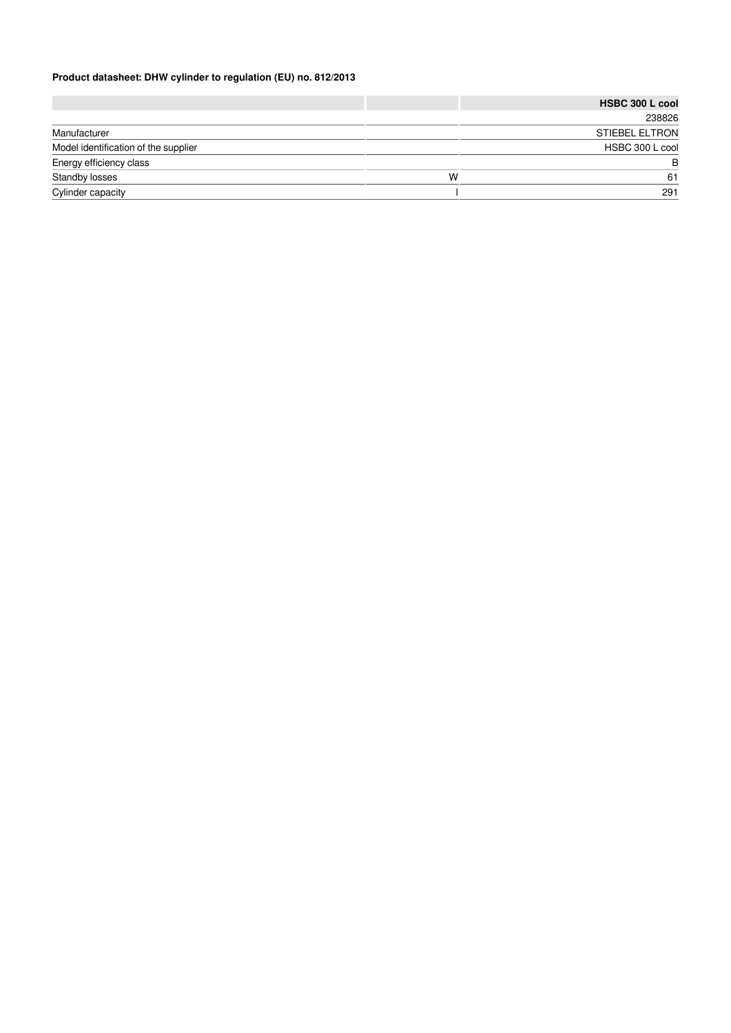**Product datasheet: DHW cylinder to regulation (EU) no. 812/2013**

| | | HSBC 300 L cool |
|---|---|---|
| | | 238826 |
| Manufacturer | | STIEBEL ELTRON |
| Model identification of the supplier | | HSBC 300 L cool |
| Energy efficiency class | | B |
| Standby losses | W | 61 |
| Cylinder capacity | l | 291 |